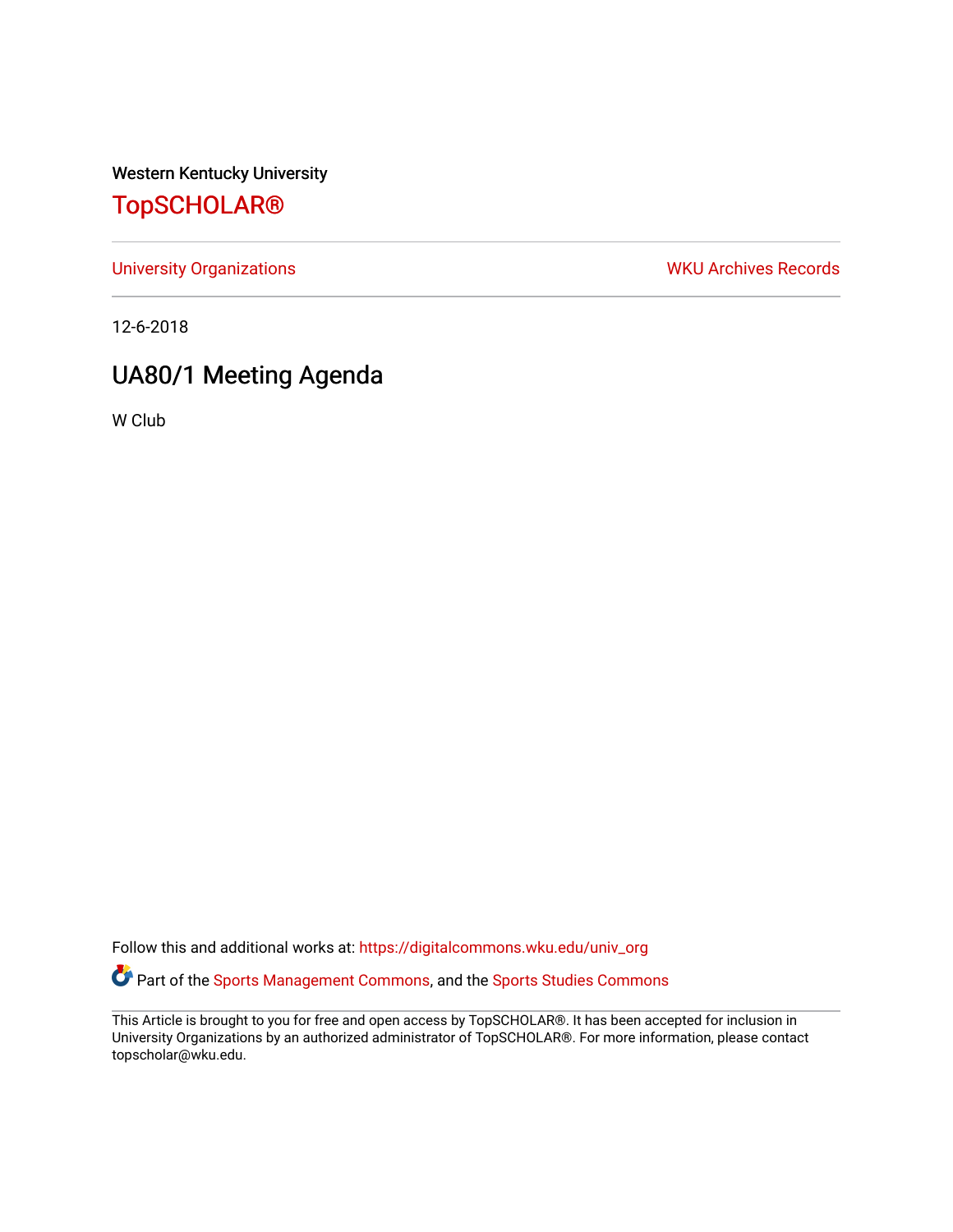Western Kentucky University

# TopSCHOLAR®

University Organizations | WKU Archives Records

12-6-2018

## UA80/1 Meeting Agenda

W Club

Follow this and additional works at: https://digitalcommons.wku.edu/univ_org

Part of the Sports Management Commons, and the Sports Studies Commons

This Article is brought to you for free and open access by TopSCHOLAR®. It has been accepted for inclusion in University Organizations by an authorized administrator of TopSCHOLAR®. For more information, please contact topscholar@wku.edu.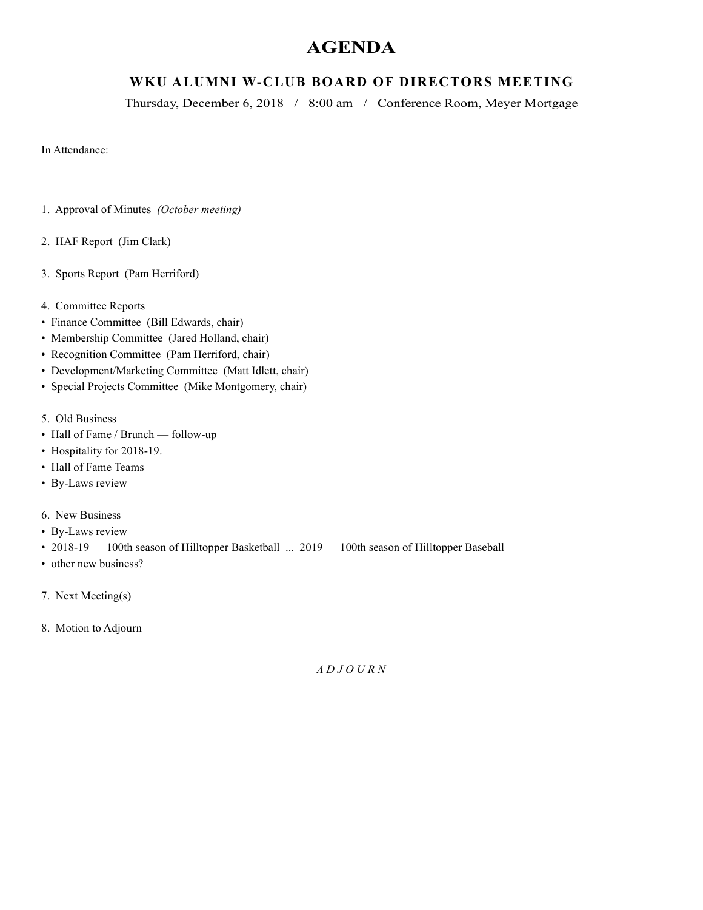# AGENDA

## WKU ALUMNI W-CLUB BOARD OF DIRECTORS MEETING

Thursday, December 6, 2018 / 8:00 am / Conference Room, Meyer Mortgage

In Attendance:

1. Approval of Minutes *(October meeting)*

2. HAF Report (Jim Clark)

3. Sports Report (Pam Herriford)

4. Committee Reports
- Finance Committee (Bill Edwards, chair)
- Membership Committee (Jared Holland, chair)
- Recognition Committee (Pam Herriford, chair)
- Development/Marketing Committee (Matt Idlett, chair)
- Special Projects Committee (Mike Montgomery, chair)

5. Old Business
- Hall of Fame / Brunch — follow-up
- Hospitality for 2018-19.
- Hall of Fame Teams
- By-Laws review

6. New Business
- By-Laws review
- 2018-19 — 100th season of Hilltopper Basketball ... 2019 — 100th season of Hilltopper Baseball
- other new business?

7. Next Meeting(s)

8. Motion to Adjourn

*— A D J O U R N —*